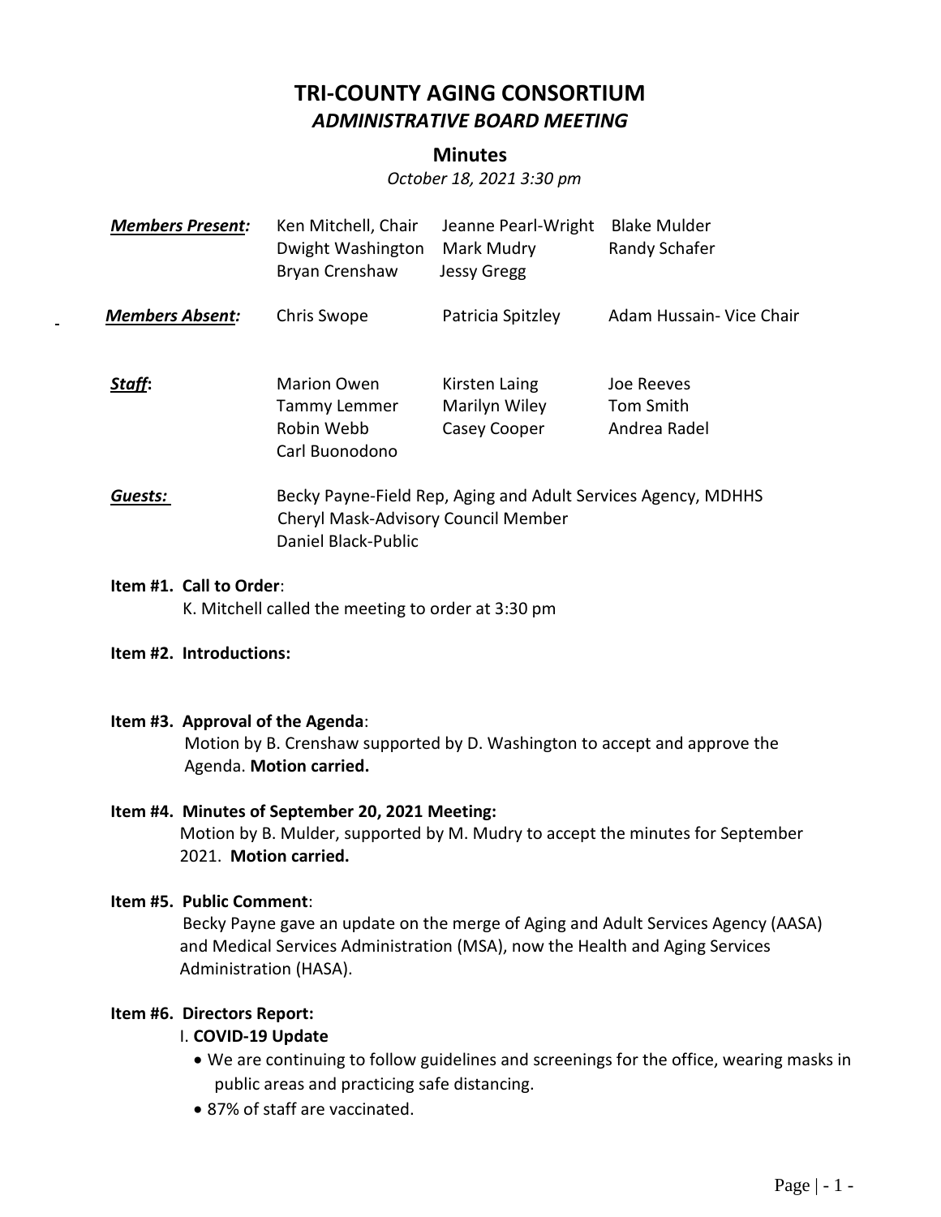# TRI-COUNTY AGING CONSORTIUM

## *ADMINISTRATIVE BOARD MEETING*

### Minutes

*October 18, 2021 3:30 pm*

| | | | |
|---|---|---|---|
| ***Members Present:*** | Ken Mitchell, Chair | Jeanne Pearl-Wright | Blake Mulder |
| | Dwight Washington | Mark Mudry | Randy Schafer |
| | Bryan Crenshaw | Jessy Gregg | |
| ***Members Absent:*** | Chris Swope | Patricia Spitzley | Adam Hussain- Vice Chair |
| ***Staff*:** | Marion Owen | Kirsten Laing | Joe Reeves |
| | Tammy Lemmer | Marilyn Wiley | Tom Smith |
| | Robin Webb | Casey Cooper | Andrea Radel |
| | Carl Buonodono | | |

***Guests:*** Becky Payne-Field Rep, Aging and Adult Services Agency, MDHHS
Cheryl Mask-Advisory Council Member
Daniel Black-Public

**Item #1. Call to Order**:
K. Mitchell called the meeting to order at 3:30 pm

**Item #2. Introductions:**

**Item #3. Approval of the Agenda**:
Motion by B. Crenshaw supported by D. Washington to accept and approve the Agenda. **Motion carried.**

**Item #4. Minutes of September 20, 2021 Meeting:**
Motion by B. Mulder, supported by M. Mudry to accept the minutes for September 2021. **Motion carried.**

**Item #5. Public Comment**:
Becky Payne gave an update on the merge of Aging and Adult Services Agency (AASA) and Medical Services Administration (MSA), now the Health and Aging Services Administration (HASA).

**Item #6. Directors Report:**

I. **COVID-19 Update**

- We are continuing to follow guidelines and screenings for the office, wearing masks in public areas and practicing safe distancing.
- 87% of staff are vaccinated.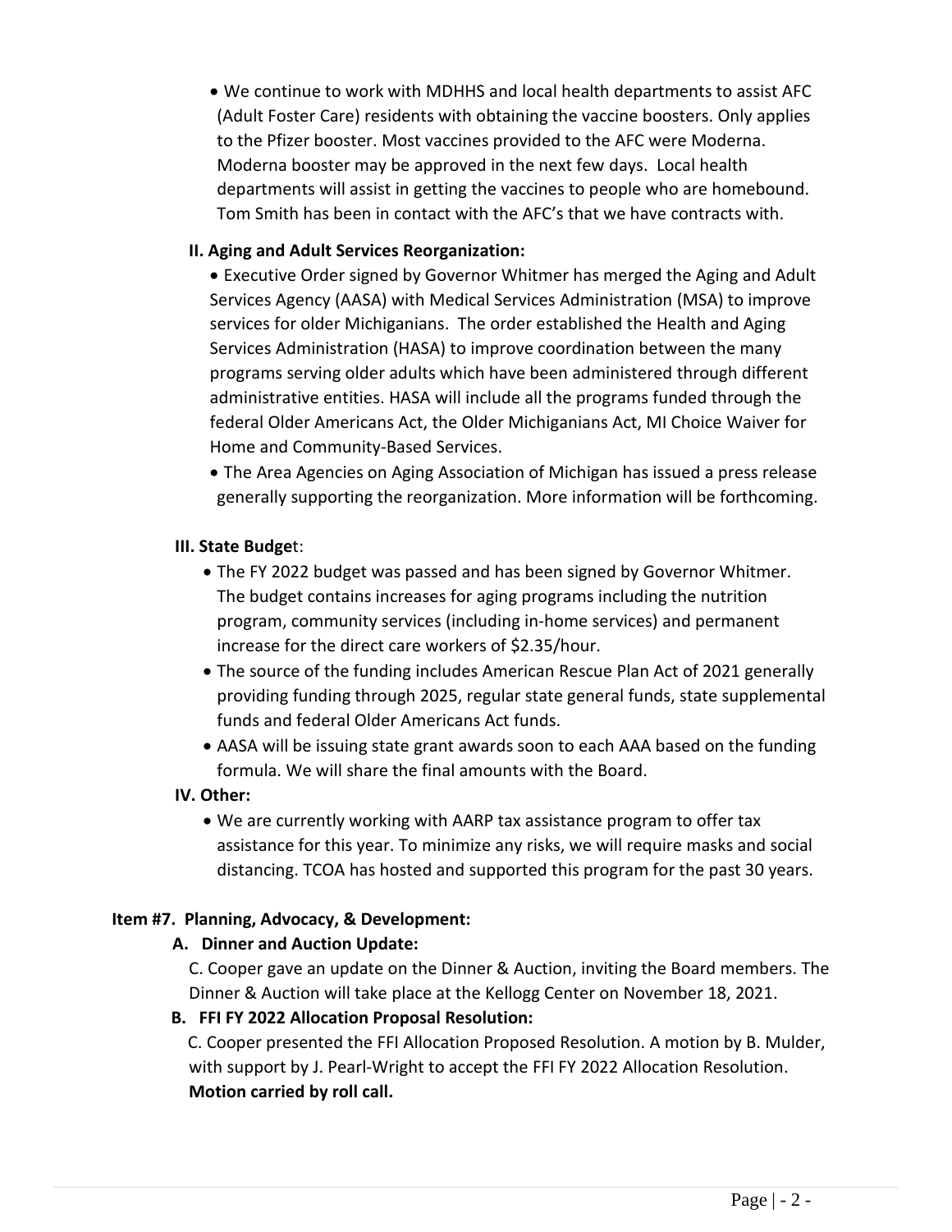- We continue to work with MDHHS and local health departments to assist AFC (Adult Foster Care) residents with obtaining the vaccine boosters. Only applies to the Pfizer booster. Most vaccines provided to the AFC were Moderna. Moderna booster may be approved in the next few days. Local health departments will assist in getting the vaccines to people who are homebound. Tom Smith has been in contact with the AFC's that we have contracts with.

**II. Aging and Adult Services Reorganization:**

- Executive Order signed by Governor Whitmer has merged the Aging and Adult Services Agency (AASA) with Medical Services Administration (MSA) to improve services for older Michiganians. The order established the Health and Aging Services Administration (HASA) to improve coordination between the many programs serving older adults which have been administered through different administrative entities. HASA will include all the programs funded through the federal Older Americans Act, the Older Michiganians Act, MI Choice Waiver for Home and Community-Based Services.
- The Area Agencies on Aging Association of Michigan has issued a press release generally supporting the reorganization. More information will be forthcoming.

**III. State Budge**t:

- The FY 2022 budget was passed and has been signed by Governor Whitmer. The budget contains increases for aging programs including the nutrition program, community services (including in-home services) and permanent increase for the direct care workers of $2.35/hour.
- The source of the funding includes American Rescue Plan Act of 2021 generally providing funding through 2025, regular state general funds, state supplemental funds and federal Older Americans Act funds.
- AASA will be issuing state grant awards soon to each AAA based on the funding formula. We will share the final amounts with the Board.

**IV. Other:**

- We are currently working with AARP tax assistance program to offer tax assistance for this year. To minimize any risks, we will require masks and social distancing. TCOA has hosted and supported this program for the past 30 years.

**Item #7. Planning, Advocacy, & Development:**

**A. Dinner and Auction Update:**

C. Cooper gave an update on the Dinner & Auction, inviting the Board members. The Dinner & Auction will take place at the Kellogg Center on November 18, 2021.

**B. FFI FY 2022 Allocation Proposal Resolution:**

C. Cooper presented the FFI Allocation Proposed Resolution. A motion by B. Mulder, with support by J. Pearl-Wright to accept the FFI FY 2022 Allocation Resolution. **Motion carried by roll call.**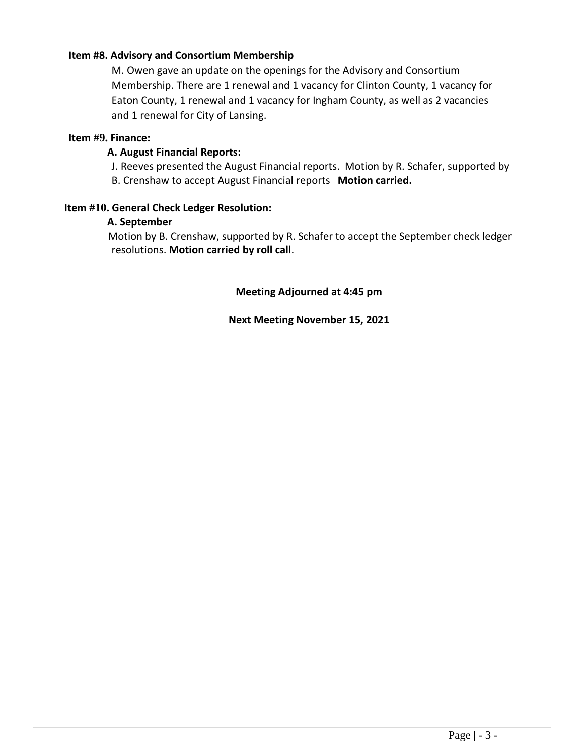**Item #8. Advisory and Consortium Membership**

M. Owen gave an update on the openings for the Advisory and Consortium Membership. There are 1 renewal and 1 vacancy for Clinton County, 1 vacancy for Eaton County, 1 renewal and 1 vacancy for Ingham County, as well as 2 vacancies and 1 renewal for City of Lansing.

**Item #9. Finance:**

**A. August Financial Reports:**

J. Reeves presented the August Financial reports. Motion by R. Schafer, supported by B. Crenshaw to accept August Financial reports **Motion carried.**

**Item #10. General Check Ledger Resolution:**

**A. September**

Motion by B. Crenshaw, supported by R. Schafer to accept the September check ledger resolutions. **Motion carried by roll call**.

**Meeting Adjourned at 4:45 pm**

**Next Meeting November 15, 2021**